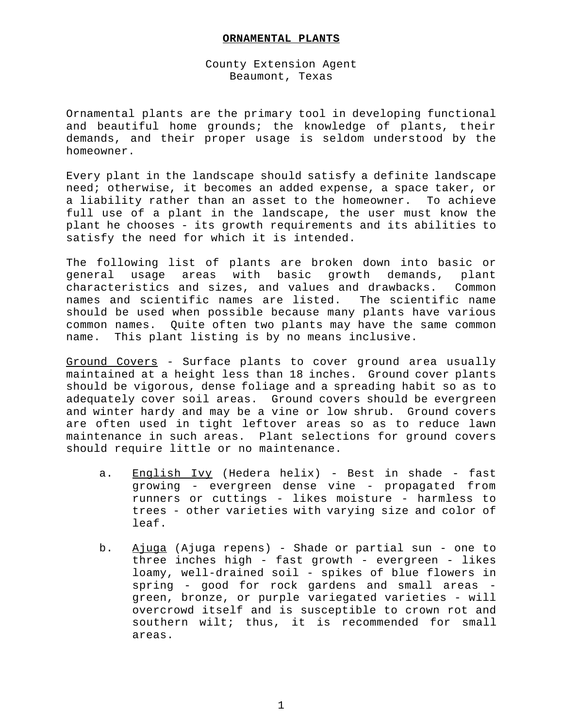# ORNAMENTAL PLANTS

County Extension Agent
Beaumont, Texas

Ornamental plants are the primary tool in developing functional and beautiful home grounds; the knowledge of plants, their demands, and their proper usage is seldom understood by the homeowner.

Every plant in the landscape should satisfy a definite landscape need; otherwise, it becomes an added expense, a space taker, or a liability rather than an asset to the homeowner. To achieve full use of a plant in the landscape, the user must know the plant he chooses - its growth requirements and its abilities to satisfy the need for which it is intended.

The following list of plants are broken down into basic or general usage areas with basic growth demands, plant characteristics and sizes, and values and drawbacks. Common names and scientific names are listed. The scientific name should be used when possible because many plants have various common names. Quite often two plants may have the same common name. This plant listing is by no means inclusive.

Ground Covers - Surface plants to cover ground area usually maintained at a height less than 18 inches. Ground cover plants should be vigorous, dense foliage and a spreading habit so as to adequately cover soil areas. Ground covers should be evergreen and winter hardy and may be a vine or low shrub. Ground covers are often used in tight leftover areas so as to reduce lawn maintenance in such areas. Plant selections for ground covers should require little or no maintenance.

a. English Ivy (Hedera helix) - Best in shade - fast growing - evergreen dense vine - propagated from runners or cuttings - likes moisture - harmless to trees - other varieties with varying size and color of leaf.

b. Ajuga (Ajuga repens) - Shade or partial sun - one to three inches high - fast growth - evergreen - likes loamy, well-drained soil - spikes of blue flowers in spring - good for rock gardens and small areas - green, bronze, or purple variegated varieties - will overcrowd itself and is susceptible to crown rot and southern wilt; thus, it is recommended for small areas.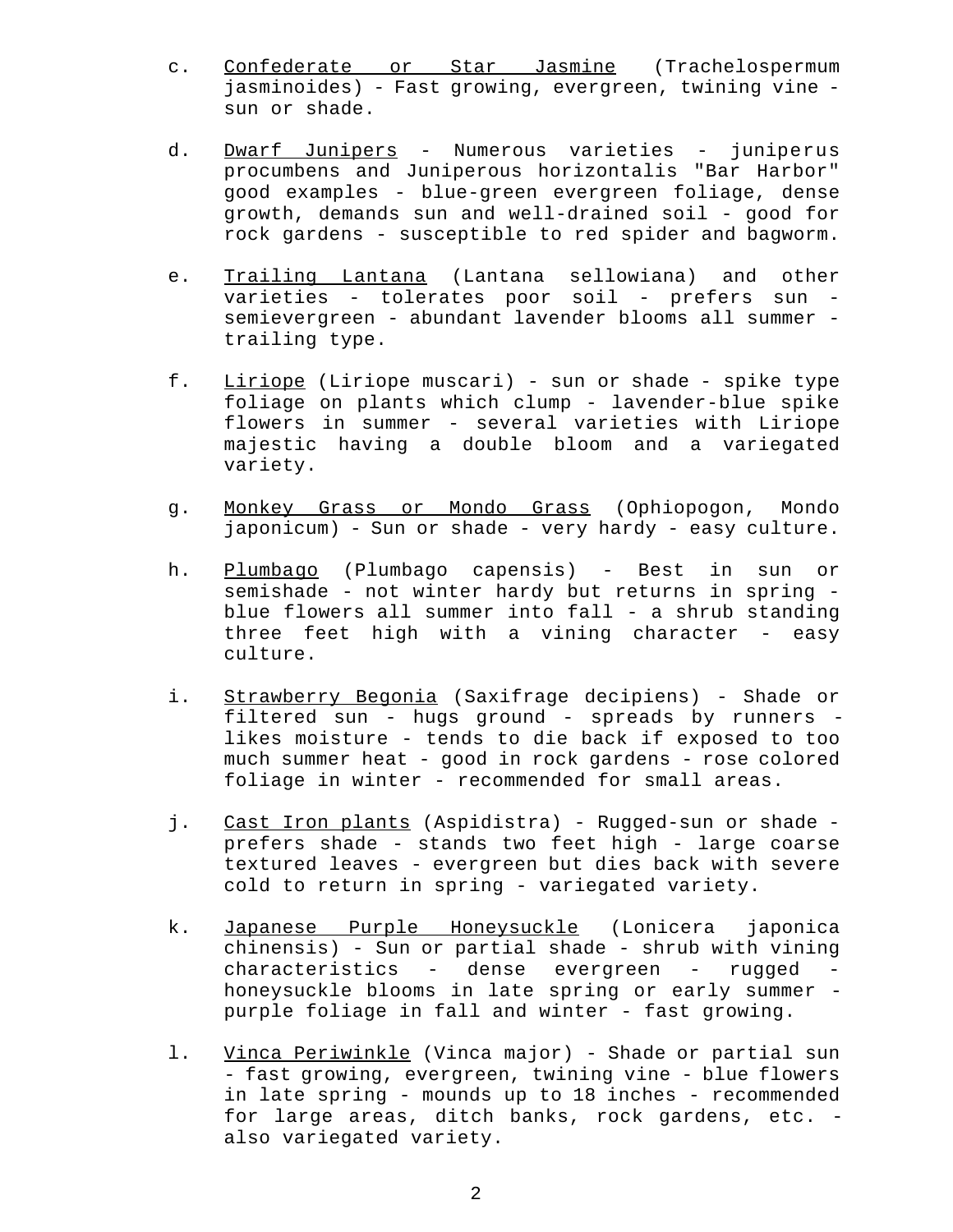c. <u>Confederate or Star Jasmine</u> (Trachelospermum jasminoides) - Fast growing, evergreen, twining vine - sun or shade.

d. <u>Dwarf Junipers</u> - Numerous varieties - juniperus procumbens and Juniperous horizontalis "Bar Harbor" good examples - blue-green evergreen foliage, dense growth, demands sun and well-drained soil - good for rock gardens - susceptible to red spider and bagworm.

e. <u>Trailing Lantana</u> (Lantana sellowiana) and other varieties - tolerates poor soil - prefers sun - semievergreen - abundant lavender blooms all summer - trailing type.

f. <u>Liriope</u> (Liriope muscari) - sun or shade - spike type foliage on plants which clump - lavender-blue spike flowers in summer - several varieties with Liriope majestic having a double bloom and a variegated variety.

g. <u>Monkey Grass or Mondo Grass</u> (Ophiopogon, Mondo japonicum) - Sun or shade - very hardy - easy culture.

h. <u>Plumbago</u> (Plumbago capensis) - Best in sun or semishade - not winter hardy but returns in spring - blue flowers all summer into fall - a shrub standing three feet high with a vining character - easy culture.

i. <u>Strawberry Begonia</u> (Saxifrage decipiens) - Shade or filtered sun - hugs ground - spreads by runners - likes moisture - tends to die back if exposed to too much summer heat - good in rock gardens - rose colored foliage in winter - recommended for small areas.

j. <u>Cast Iron plants</u> (Aspidistra) - Rugged-sun or shade - prefers shade - stands two feet high - large coarse textured leaves - evergreen but dies back with severe cold to return in spring - variegated variety.

k. <u>Japanese Purple Honeysuckle</u> (Lonicera japonica chinensis) - Sun or partial shade - shrub with vining characteristics - dense evergreen - rugged - honeysuckle blooms in late spring or early summer - purple foliage in fall and winter - fast growing.

l. <u>Vinca Periwinkle</u> (Vinca major) - Shade or partial sun - fast growing, evergreen, twining vine - blue flowers in late spring - mounds up to 18 inches - recommended for large areas, ditch banks, rock gardens, etc. - also variegated variety.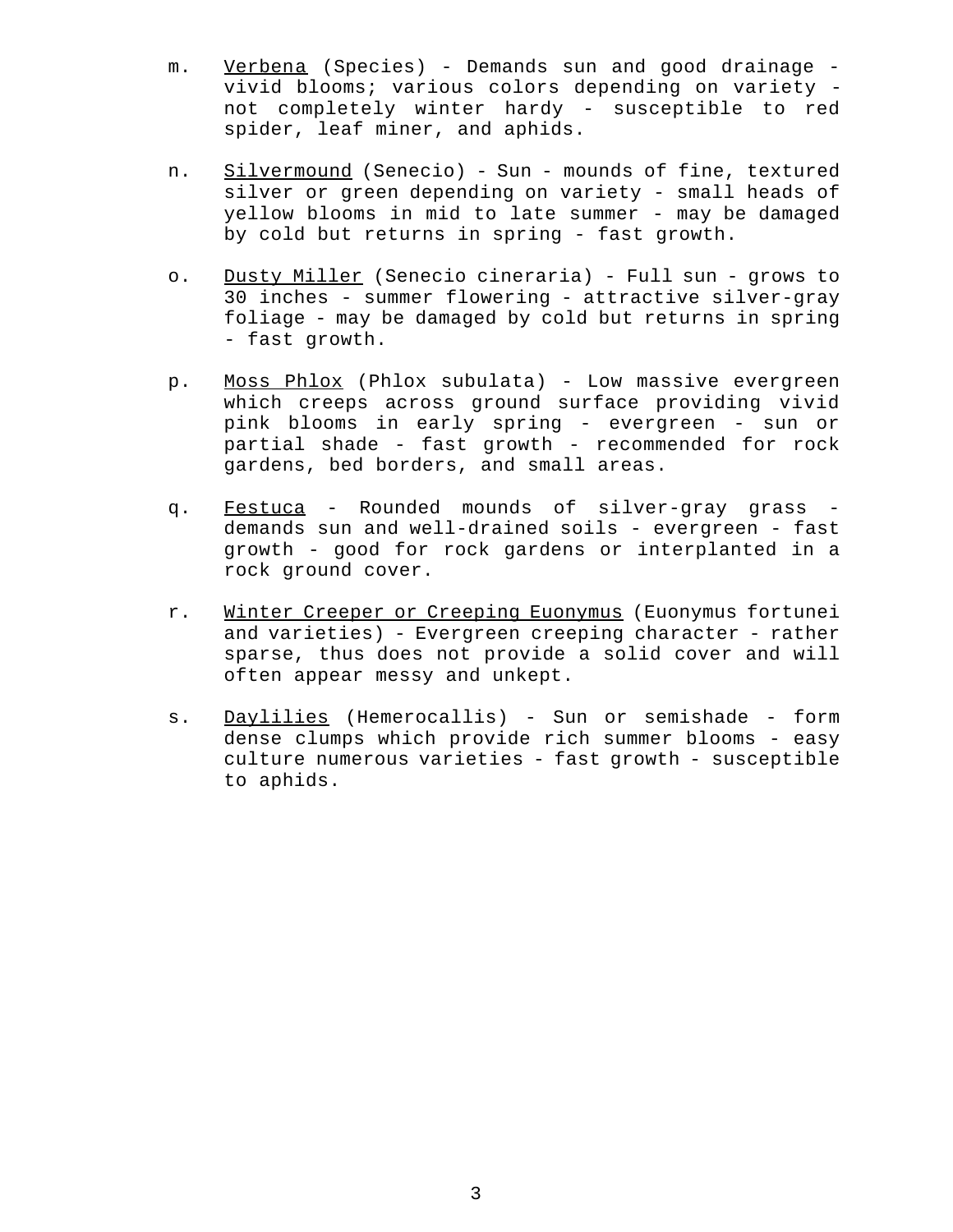m. <u>Verbena</u> (Species) - Demands sun and good drainage - vivid blooms; various colors depending on variety - not completely winter hardy - susceptible to red spider, leaf miner, and aphids.

n. <u>Silvermound</u> (Senecio) - Sun - mounds of fine, textured silver or green depending on variety - small heads of yellow blooms in mid to late summer - may be damaged by cold but returns in spring - fast growth.

o. <u>Dusty Miller</u> (Senecio cineraria) - Full sun - grows to 30 inches - summer flowering - attractive silver-gray foliage - may be damaged by cold but returns in spring - fast growth.

p. <u>Moss Phlox</u> (Phlox subulata) - Low massive evergreen which creeps across ground surface providing vivid pink blooms in early spring - evergreen - sun or partial shade - fast growth - recommended for rock gardens, bed borders, and small areas.

q. <u>Festuca</u> - Rounded mounds of silver-gray grass - demands sun and well-drained soils - evergreen - fast growth - good for rock gardens or interplanted in a rock ground cover.

r. <u>Winter Creeper or Creeping Euonymus</u> (Euonymus fortunei and varieties) - Evergreen creeping character - rather sparse, thus does not provide a solid cover and will often appear messy and unkept.

s. <u>Daylilies</u> (Hemerocallis) - Sun or semishade - form dense clumps which provide rich summer blooms - easy culture numerous varieties - fast growth - susceptible to aphids.